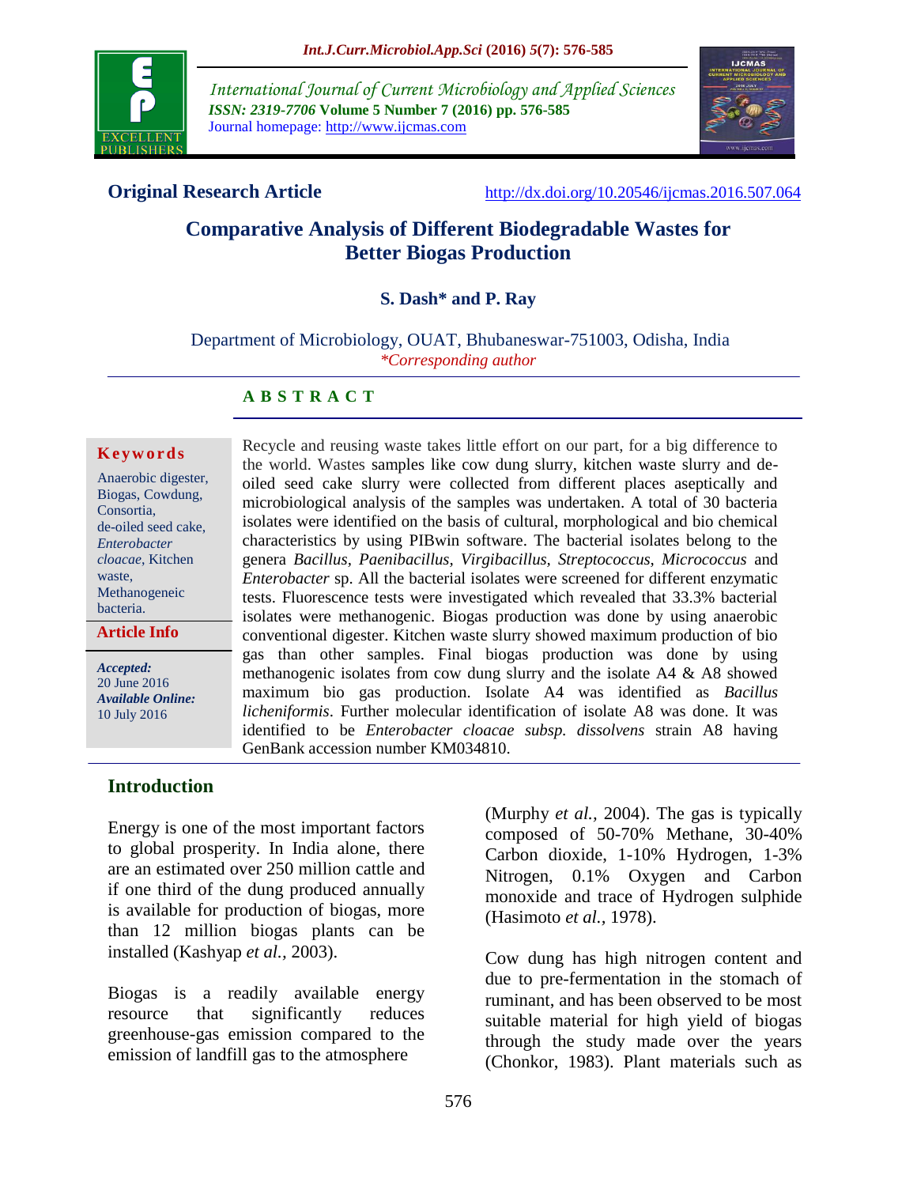*Int.J.Curr.Microbiol.App.Sci* (2016) *5*(7): 576-585

*International Journal of Current Microbiology and Applied Sciences*
*ISSN: 2319-7706* **Volume 5 Number 7 (2016) pp. 576-585**
Journal homepage: http://www.ijcmas.com

**Original Research Article** http://dx.doi.org/10.20546/ijcmas.2016.507.064

# Comparative Analysis of Different Biodegradable Wastes for Better Biogas Production

**S. Dash* and P. Ray**

Department of Microbiology, OUAT, Bhubaneswar-751003, Odisha, India
*\*Corresponding author*

## ABSTRACT

**Keywords**

Anaerobic digester, Biogas, Cowdung, Consortia, de-oiled seed cake, *Enterobacter cloacae*, Kitchen waste, Methanogeneic bacteria.

**Article Info**

***Accepted:*** 20 June 2016
***Available Online:*** 10 July 2016

Recycle and reusing waste takes little effort on our part, for a big difference to the world. Wastes samples like cow dung slurry, kitchen waste slurry and de-oiled seed cake slurry were collected from different places aseptically and microbiological analysis of the samples was undertaken. A total of 30 bacteria isolates were identified on the basis of cultural, morphological and bio chemical characteristics by using PIBwin software. The bacterial isolates belong to the genera *Bacillus, Paenibacillus, Virgibacillus, Streptococcus, Micrococcus* and *Enterobacter* sp. All the bacterial isolates were screened for different enzymatic tests. Fluorescence tests were investigated which revealed that 33.3% bacterial isolates were methanogenic. Biogas production was done by using anaerobic conventional digester. Kitchen waste slurry showed maximum production of bio gas than other samples. Final biogas production was done by using methanogenic isolates from cow dung slurry and the isolate A4 & A8 showed maximum bio gas production. Isolate A4 was identified as *Bacillus licheniformis*. Further molecular identification of isolate A8 was done. It was identified to be *Enterobacter cloacae subsp. dissolvens* strain A8 having GenBank accession number KM034810.

## Introduction

Energy is one of the most important factors to global prosperity. In India alone, there are an estimated over 250 million cattle and if one third of the dung produced annually is available for production of biogas, more than 12 million biogas plants can be installed (Kashyap *et al.,* 2003).

Biogas is a readily available energy resource that significantly reduces greenhouse-gas emission compared to the emission of landfill gas to the atmosphere (Murphy *et al.,* 2004). The gas is typically composed of 50-70% Methane, 30-40% Carbon dioxide, 1-10% Hydrogen, 1-3% Nitrogen, 0.1% Oxygen and Carbon monoxide and trace of Hydrogen sulphide (Hasimoto *et al.,* 1978).

Cow dung has high nitrogen content and due to pre-fermentation in the stomach of ruminant, and has been observed to be most suitable material for high yield of biogas through the study made over the years (Chonkor, 1983). Plant materials such as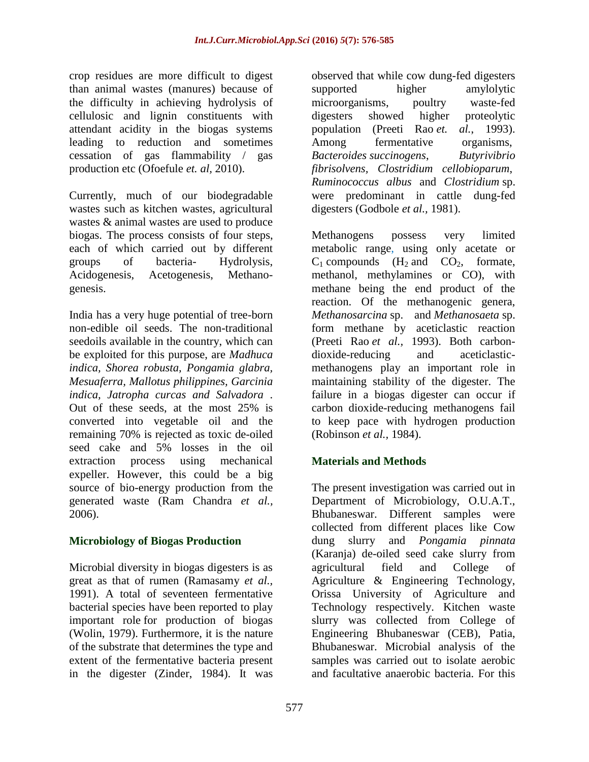crop residues are more difficult to digest than animal wastes (manures) because of the difficulty in achieving hydrolysis of cellulosic and lignin constituents with attendant acidity in the biogas systems leading to reduction and sometimes cessation of gas flammability / gas production etc (Ofoefule *et. al*, 2010).

Currently, much of our biodegradable wastes such as kitchen wastes, agricultural wastes & animal wastes are used to produce biogas. The process consists of four steps, each of which carried out by different groups of bacteria- Hydrolysis, Acidogenesis, Acetogenesis, Methanogenesis.

India has a very huge potential of tree-born non-edible oil seeds. The non-traditional seedoils available in the country, which can be exploited for this purpose, are *Madhuca indica, Shorea robusta, Pongamia glabra, Mesuaferra, Mallotus philippines, Garcinia indica, Jatropha curcas and Salvadora* . Out of these seeds, at the most 25% is converted into vegetable oil and the remaining 70% is rejected as toxic de-oiled seed cake and 5% losses in the oil extraction process using mechanical expeller. However, this could be a big source of bio-energy production from the generated waste (Ram Chandra *et al.*, 2006).

## Microbiology of Biogas Production

Microbial diversity in biogas digesters is as great as that of rumen (Ramasamy *et al.*, 1991). A total of seventeen fermentative bacterial species have been reported to play important role for production of biogas (Wolin, 1979). Furthermore, it is the nature of the substrate that determines the type and extent of the fermentative bacteria present in the digester (Zinder, 1984). It was observed that while cow dung-fed digesters supported higher amylolytic microorganisms, poultry waste-fed digesters showed higher proteolytic population (Preeti Rao *et. al.*, 1993). Among fermentative organisms, *Bacteroides succinogens*, *Butyrivibrio fibrisolvens*, *Clostridium cellobioparum*, *Ruminococcus albus* and *Clostridium* sp. were predominant in cattle dung-fed digesters (Godbole *et al.*, 1981).

Methanogens possess very limited metabolic range, using only acetate or $C_1$ compounds ($H_2$ and $CO_2$, formate, methanol, methylamines or CO), with methane being the end product of the reaction. Of the methanogenic genera, *Methanosarcina* sp. and *Methanosaeta* sp. form methane by aceticlastic reaction (Preeti Rao *et al.*, 1993). Both carbon-dioxide-reducing and aceticlastic-methanogens play an important role in maintaining stability of the digester. The failure in a biogas digester can occur if carbon dioxide-reducing methanogens fail to keep pace with hydrogen production (Robinson *et al.*, 1984).

## Materials and Methods

The present investigation was carried out in Department of Microbiology, O.U.A.T., Bhubaneswar. Different samples were collected from different places like Cow dung slurry and *Pongamia pinnata* (Karanja) de-oiled seed cake slurry from agricultural field and College of Agriculture & Engineering Technology, Orissa University of Agriculture and Technology respectively. Kitchen waste slurry was collected from College of Engineering Bhubaneswar (CEB), Patia, Bhubaneswar. Microbial analysis of the samples was carried out to isolate aerobic and facultative anaerobic bacteria. For this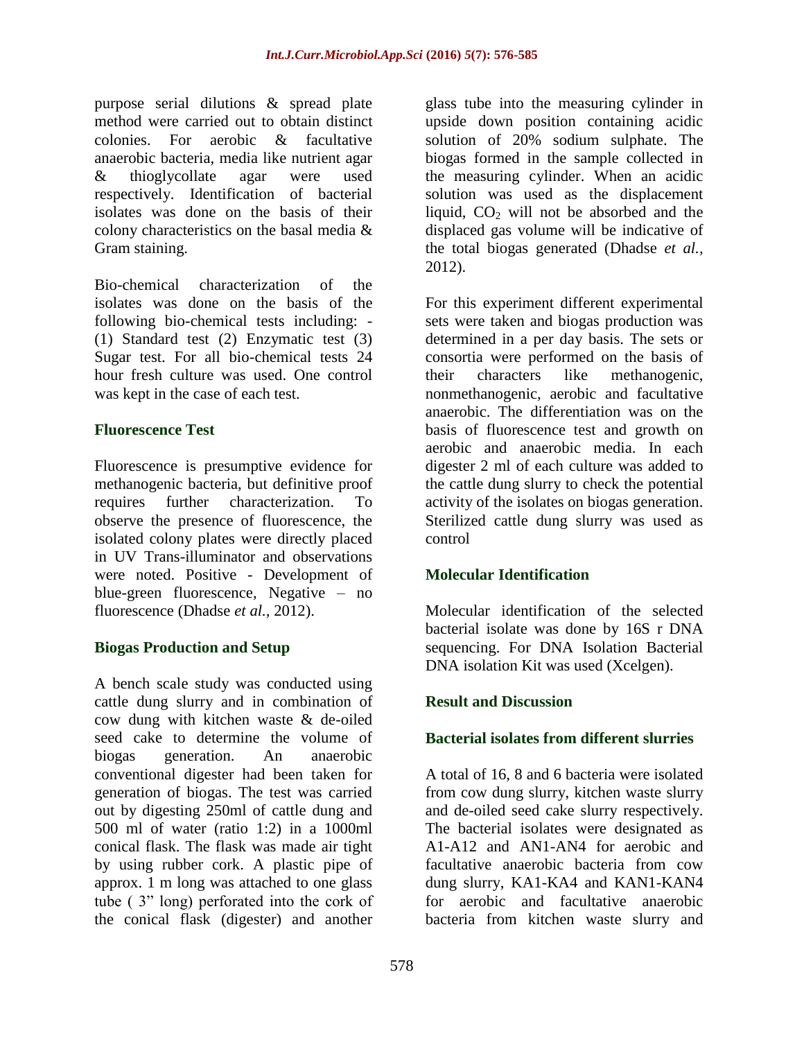purpose serial dilutions & spread plate method were carried out to obtain distinct colonies. For aerobic & facultative anaerobic bacteria, media like nutrient agar & thioglycollate agar were used respectively. Identification of bacterial isolates was done on the basis of their colony characteristics on the basal media & Gram staining.

Bio-chemical characterization of the isolates was done on the basis of the following bio-chemical tests including: - (1) Standard test (2) Enzymatic test (3) Sugar test. For all bio-chemical tests 24 hour fresh culture was used. One control was kept in the case of each test.

### Fluorescence Test

Fluorescence is presumptive evidence for methanogenic bacteria, but definitive proof requires further characterization. To observe the presence of fluorescence, the isolated colony plates were directly placed in UV Trans-illuminator and observations were noted. Positive - Development of blue-green fluorescence, Negative – no fluorescence (Dhadse *et al.*, 2012).

### Biogas Production and Setup

A bench scale study was conducted using cattle dung slurry and in combination of cow dung with kitchen waste & de-oiled seed cake to determine the volume of biogas generation. An anaerobic conventional digester had been taken for generation of biogas. The test was carried out by digesting 250ml of cattle dung and 500 ml of water (ratio 1:2) in a 1000ml conical flask. The flask was made air tight by using rubber cork. A plastic pipe of approx. 1 m long was attached to one glass tube ( 3" long) perforated into the cork of the conical flask (digester) and another glass tube into the measuring cylinder in upside down position containing acidic solution of 20% sodium sulphate. The biogas formed in the sample collected in the measuring cylinder. When an acidic solution was used as the displacement liquid, $CO_2$ will not be absorbed and the displaced gas volume will be indicative of the total biogas generated (Dhadse *et al.*, 2012).

For this experiment different experimental sets were taken and biogas production was determined in a per day basis. The sets or consortia were performed on the basis of their characters like methanogenic, nonmethanogenic, aerobic and facultative anaerobic. The differentiation was on the basis of fluorescence test and growth on aerobic and anaerobic media. In each digester 2 ml of each culture was added to the cattle dung slurry to check the potential activity of the isolates on biogas generation. Sterilized cattle dung slurry was used as control

### Molecular Identification

Molecular identification of the selected bacterial isolate was done by 16S r DNA sequencing. For DNA Isolation Bacterial DNA isolation Kit was used (Xcelgen).

## Result and Discussion

### Bacterial isolates from different slurries

A total of 16, 8 and 6 bacteria were isolated from cow dung slurry, kitchen waste slurry and de-oiled seed cake slurry respectively. The bacterial isolates were designated as A1-A12 and AN1-AN4 for aerobic and facultative anaerobic bacteria from cow dung slurry, KA1-KA4 and KAN1-KAN4 for aerobic and facultative anaerobic bacteria from kitchen waste slurry and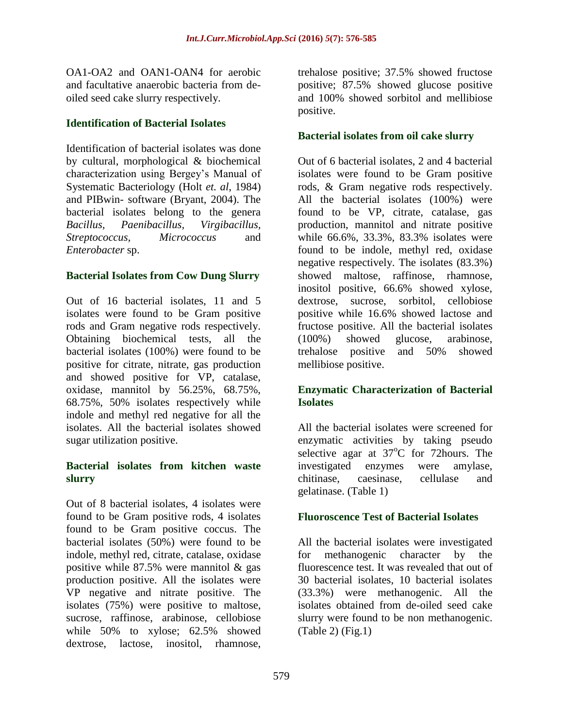OA1-OA2 and OAN1-OAN4 for aerobic and facultative anaerobic bacteria from de-oiled seed cake slurry respectively.

### Identification of Bacterial Isolates

Identification of bacterial isolates was done by cultural, morphological & biochemical characterization using Bergey's Manual of Systematic Bacteriology (Holt *et. al*, 1984) and PIBwin- software (Bryant, 2004). The bacterial isolates belong to the genera *Bacillus, Paenibacillus, Virgibacillus, Streptococcus, Micrococcus* and *Enterobacter* sp.

### Bacterial Isolates from Cow Dung Slurry

Out of 16 bacterial isolates, 11 and 5 isolates were found to be Gram positive rods and Gram negative rods respectively. Obtaining biochemical tests, all the bacterial isolates (100%) were found to be positive for citrate, nitrate, gas production and showed positive for VP, catalase, oxidase, mannitol by 56.25%, 68.75%, 68.75%, 50% isolates respectively while indole and methyl red negative for all the isolates. All the bacterial isolates showed sugar utilization positive.

### Bacterial isolates from kitchen waste slurry

Out of 8 bacterial isolates, 4 isolates were found to be Gram positive rods, 4 isolates found to be Gram positive coccus. The bacterial isolates (50%) were found to be indole, methyl red, citrate, catalase, oxidase positive while 87.5% were mannitol & gas production positive. All the isolates were VP negative and nitrate positive. The isolates (75%) were positive to maltose, sucrose, raffinose, arabinose, cellobiose while 50% to xylose; 62.5% showed dextrose, lactose, inositol, rhamnose, trehalose positive; 37.5% showed fructose positive; 87.5% showed glucose positive and 100% showed sorbitol and mellibiose positive.

### Bacterial isolates from oil cake slurry

Out of 6 bacterial isolates, 2 and 4 bacterial isolates were found to be Gram positive rods, & Gram negative rods respectively. All the bacterial isolates (100%) were found to be VP, citrate, catalase, gas production, mannitol and nitrate positive while 66.6%, 33.3%, 83.3% isolates were found to be indole, methyl red, oxidase negative respectively. The isolates (83.3%) showed maltose, raffinose, rhamnose, inositol positive, 66.6% showed xylose, dextrose, sucrose, sorbitol, cellobiose positive while 16.6% showed lactose and fructose positive. All the bacterial isolates (100%) showed glucose, arabinose, trehalose positive and 50% showed mellibiose positive.

### Enzymatic Characterization of Bacterial Isolates

All the bacterial isolates were screened for enzymatic activities by taking pseudo selective agar at 37$^{o}$C for 72hours. The investigated enzymes were amylase, chitinase, caesinase, cellulase and gelatinase. (Table 1)

### Fluoroscence Test of Bacterial Isolates

All the bacterial isolates were investigated for methanogenic character by the fluorescence test. It was revealed that out of 30 bacterial isolates, 10 bacterial isolates (33.3%) were methanogenic. All the isolates obtained from de-oiled seed cake slurry were found to be non methanogenic. (Table 2) (Fig.1)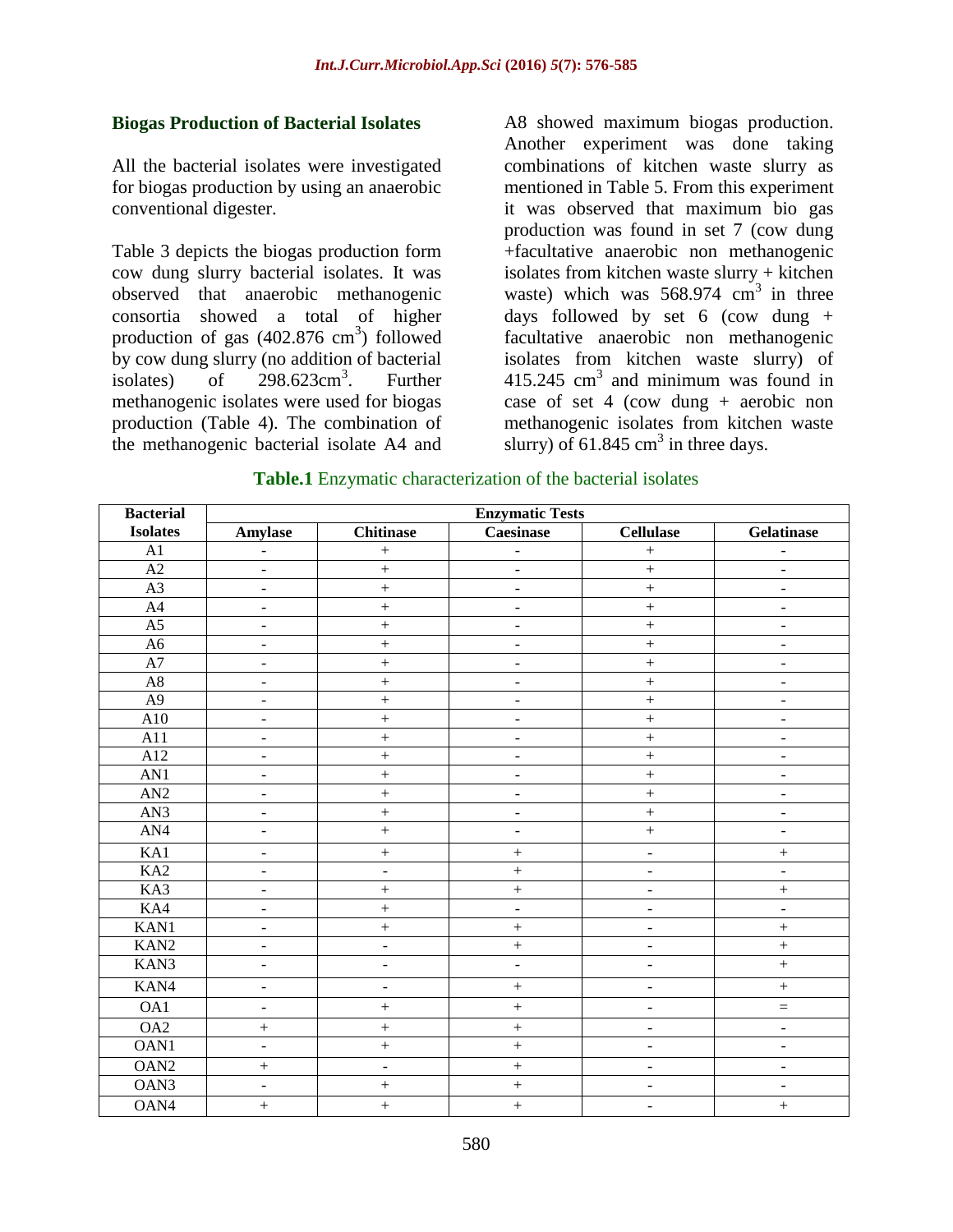### Biogas Production of Bacterial Isolates

All the bacterial isolates were investigated for biogas production by using an anaerobic conventional digester.

Table 3 depicts the biogas production form cow dung slurry bacterial isolates. It was observed that anaerobic methanogenic consortia showed a total of higher production of gas (402.876 $cm^3$) followed by cow dung slurry (no addition of bacterial isolates) of 298.623$cm^3$. Further methanogenic isolates were used for biogas production (Table 4). The combination of the methanogenic bacterial isolate A4 and A8 showed maximum biogas production. Another experiment was done taking combinations of kitchen waste slurry as mentioned in Table 5. From this experiment it was observed that maximum bio gas production was found in set 7 (cow dung +facultative anaerobic non methanogenic isolates from kitchen waste slurry + kitchen waste) which was 568.974 $cm^3$ in three days followed by set 6 (cow dung + facultative anaerobic non methanogenic isolates from kitchen waste slurry) of 415.245 $cm^3$ and minimum was found in case of set 4 (cow dung + aerobic non methanogenic isolates from kitchen waste slurry) of 61.845 $cm^3$ in three days.

**Table.1** Enzymatic characterization of the bacterial isolates

| Bacterial Isolates | Enzymatic Tests | | | | |
|---|---|---|---|---|---|
| | Amylase | Chitinase | Caesinase | Cellulase | Gelatinase |
| A1 | - | + | - | + | - |
| A2 | - | + | - | + | - |
| A3 | - | + | - | + | - |
| A4 | - | + | - | + | - |
| A5 | - | + | - | + | - |
| A6 | - | + | - | + | - |
| A7 | - | + | - | + | - |
| A8 | - | + | - | + | - |
| A9 | - | + | - | + | - |
| A10 | - | + | - | + | - |
| A11 | - | + | - | + | - |
| A12 | - | + | - | + | - |
| AN1 | - | + | - | + | - |
| AN2 | - | + | - | + | - |
| AN3 | - | + | - | + | - |
| AN4 | - | + | - | + | - |
| KA1 | - | + | + | - | + |
| KA2 | - | - | + | - | - |
| KA3 | - | + | + | - | + |
| KA4 | - | + | - | - | - |
| KAN1 | - | + | + | - | + |
| KAN2 | - | - | + | - | + |
| KAN3 | - | - | - | - | + |
| KAN4 | - | - | + | - | + |
| OA1 | - | + | + | - | = |
| OA2 | + | + | + | - | - |
| OAN1 | - | + | + | - | - |
| OAN2 | + | - | + | - | - |
| OAN3 | - | + | + | - | - |
| OAN4 | + | + | + | - | + |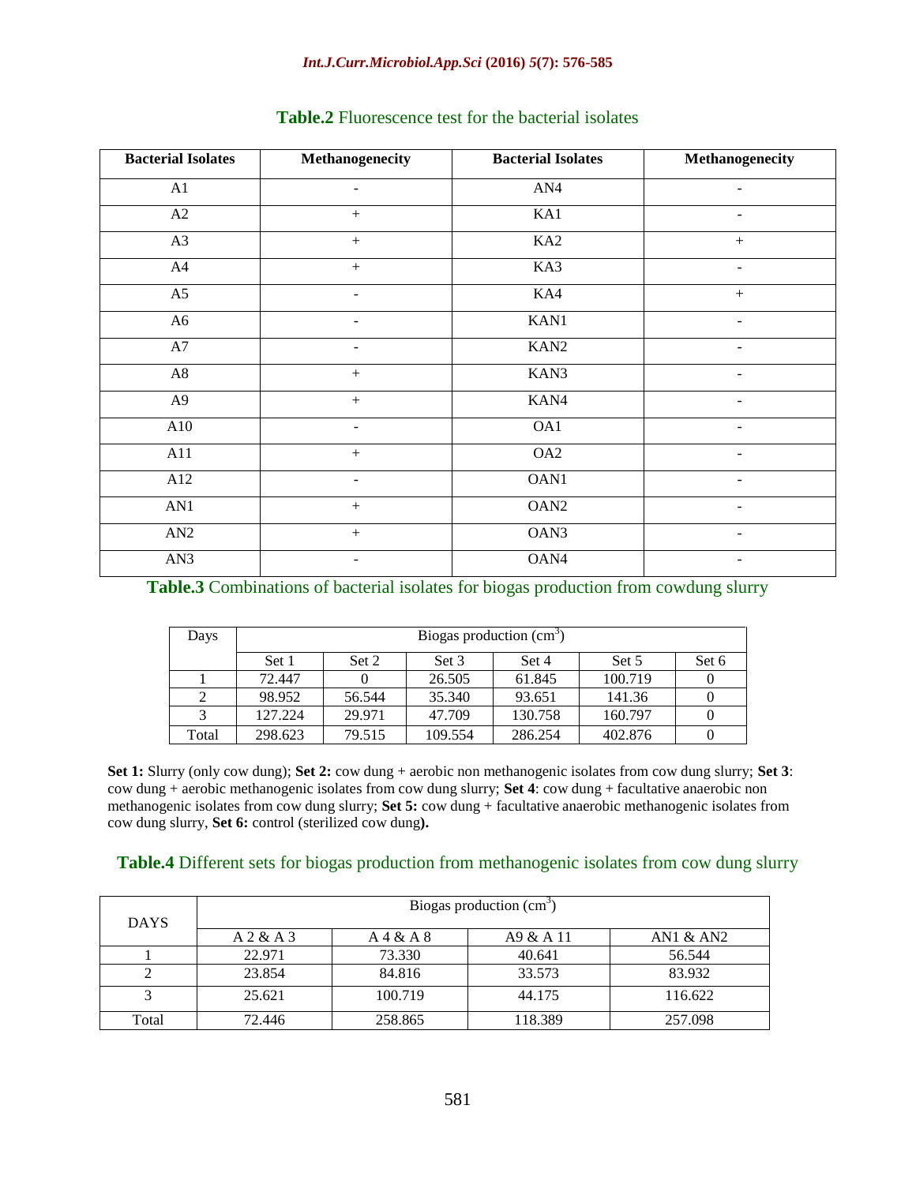**Table.2** Fluorescence test for the bacterial isolates

| Bacterial Isolates | Methanogenecity | Bacterial Isolates | Methanogenecity |
|---|---|---|---|
| A1 | - | AN4 | - |
| A2 | + | KA1 | - |
| A3 | + | KA2 | + |
| A4 | + | KA3 | - |
| A5 | - | KA4 | + |
| A6 | - | KAN1 | - |
| A7 | - | KAN2 | - |
| A8 | + | KAN3 | - |
| A9 | + | KAN4 | - |
| A10 | - | OA1 | - |
| A11 | + | OA2 | - |
| A12 | - | OAN1 | - |
| AN1 | + | OAN2 | - |
| AN2 | + | OAN3 | - |
| AN3 | - | OAN4 | - |

**Table.3** Combinations of bacterial isolates for biogas production from cowdung slurry

| Days | Biogas production ($cm^3$) | | | | | |
|---|---|---|---|---|---|---|
| | Set 1 | Set 2 | Set 3 | Set 4 | Set 5 | Set 6 |
| 1 | 72.447 | 0 | 26.505 | 61.845 | 100.719 | 0 |
| 2 | 98.952 | 56.544 | 35.340 | 93.651 | 141.36 | 0 |
| 3 | 127.224 | 29.971 | 47.709 | 130.758 | 160.797 | 0 |
| Total | 298.623 | 79.515 | 109.554 | 286.254 | 402.876 | 0 |

**Set 1:** Slurry (only cow dung); **Set 2:** cow dung + aerobic non methanogenic isolates from cow dung slurry; **Set 3**: cow dung + aerobic methanogenic isolates from cow dung slurry; **Set 4**: cow dung + facultative anaerobic non methanogenic isolates from cow dung slurry; **Set 5:** cow dung + facultative anaerobic methanogenic isolates from cow dung slurry, **Set 6:** control (sterilized cow dung**).**

**Table.4** Different sets for biogas production from methanogenic isolates from cow dung slurry

| DAYS | Biogas production ($cm^3$) | | | |
|---|---|---|---|---|
| | A 2 & A 3 | A 4 & A 8 | A9 & A 11 | AN1 & AN2 |
| 1 | 22.971 | 73.330 | 40.641 | 56.544 |
| 2 | 23.854 | 84.816 | 33.573 | 83.932 |
| 3 | 25.621 | 100.719 | 44.175 | 116.622 |
| Total | 72.446 | 258.865 | 118.389 | 257.098 |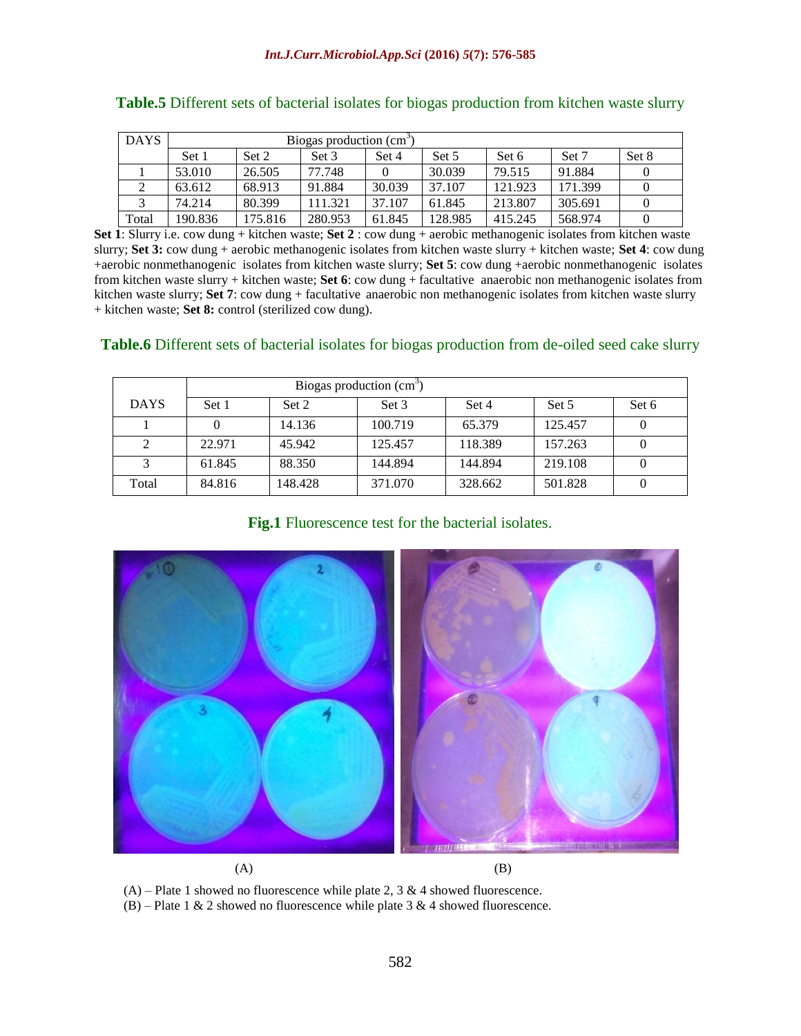**Table.5** Different sets of bacterial isolates for biogas production from kitchen waste slurry

| DAYS | Biogas production ($cm^3$) | | | | | | | |
|---|---|---|---|---|---|---|---|---|
| | Set 1 | Set 2 | Set 3 | Set 4 | Set 5 | Set 6 | Set 7 | Set 8 |
| 1 | 53.010 | 26.505 | 77.748 | 0 | 30.039 | 79.515 | 91.884 | 0 |
| 2 | 63.612 | 68.913 | 91.884 | 30.039 | 37.107 | 121.923 | 171.399 | 0 |
| 3 | 74.214 | 80.399 | 111.321 | 37.107 | 61.845 | 213.807 | 305.691 | 0 |
| Total | 190.836 | 175.816 | 280.953 | 61.845 | 128.985 | 415.245 | 568.974 | 0 |

**Set 1**: Slurry i.e. cow dung + kitchen waste; **Set 2** : cow dung + aerobic methanogenic isolates from kitchen waste slurry; **Set 3:** cow dung + aerobic methanogenic isolates from kitchen waste slurry + kitchen waste; **Set 4**: cow dung +aerobic nonmethanogenic isolates from kitchen waste slurry; **Set 5**: cow dung +aerobic nonmethanogenic isolates from kitchen waste slurry + kitchen waste; **Set 6**: cow dung + facultative anaerobic non methanogenic isolates from kitchen waste slurry; **Set 7**: cow dung + facultative anaerobic non methanogenic isolates from kitchen waste slurry + kitchen waste; **Set 8:** control (sterilized cow dung).

**Table.6** Different sets of bacterial isolates for biogas production from de-oiled seed cake slurry

| DAYS | Biogas production ($cm^3$) | | | | | |
|---|---|---|---|---|---|---|
| | Set 1 | Set 2 | Set 3 | Set 4 | Set 5 | Set 6 |
| 1 | 0 | 14.136 | 100.719 | 65.379 | 125.457 | 0 |
| 2 | 22.971 | 45.942 | 125.457 | 118.389 | 157.263 | 0 |
| 3 | 61.845 | 88.350 | 144.894 | 144.894 | 219.108 | 0 |
| Total | 84.816 | 148.428 | 371.070 | 328.662 | 501.828 | 0 |

**Fig.1** Fluorescence test for the bacterial isolates.

(A) (B)

(A) – Plate 1 showed no fluorescence while plate 2, 3 & 4 showed fluorescence.
(B) – Plate 1 & 2 showed no fluorescence while plate 3 & 4 showed fluorescence.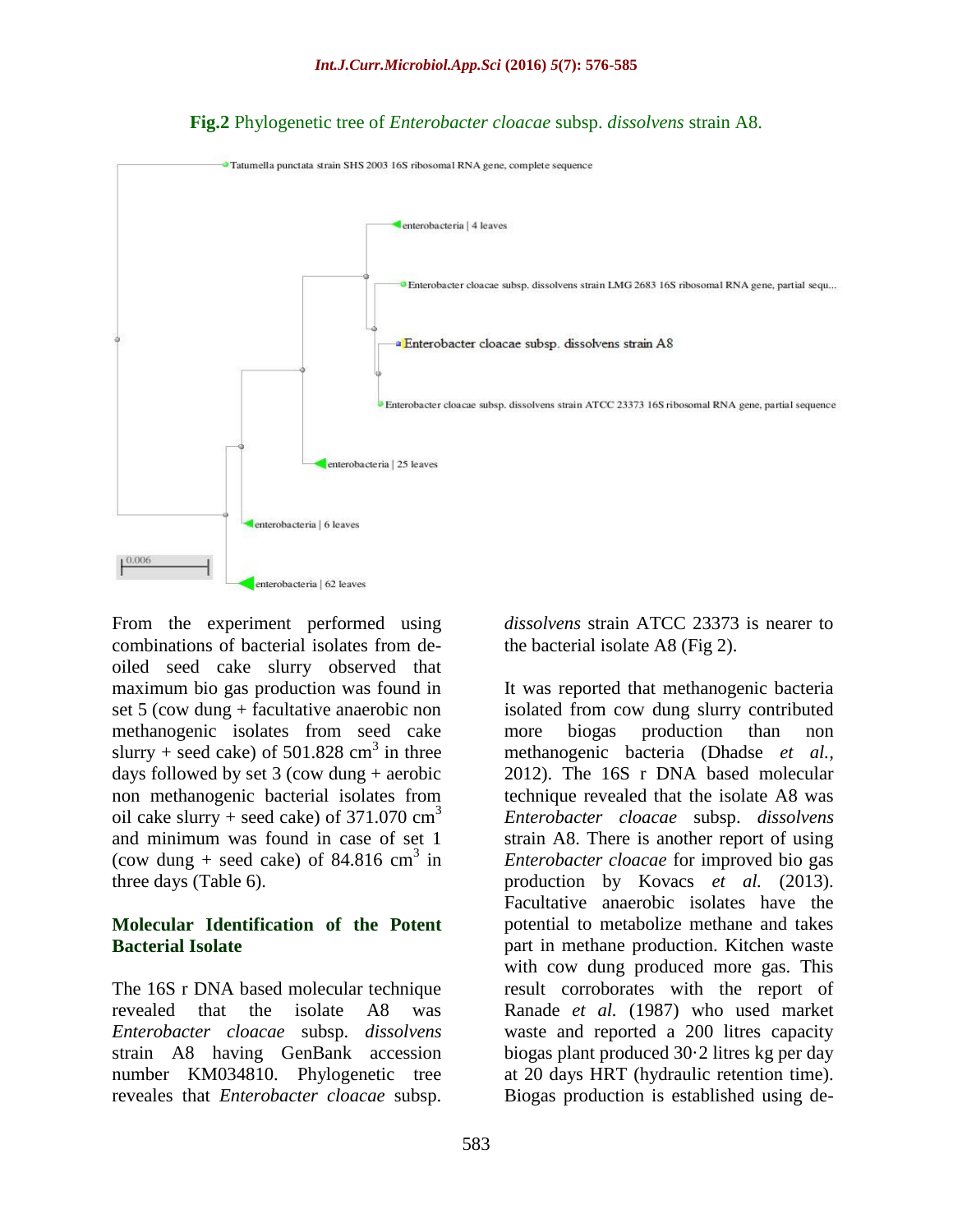**Fig.2** Phylogenetic tree of *Enterobacter cloacae* subsp. *dissolvens* strain A8.

From the experiment performed using combinations of bacterial isolates from de-oiled seed cake slurry observed that maximum bio gas production was found in set 5 (cow dung + facultative anaerobic non methanogenic isolates from seed cake slurry + seed cake) of 501.828 $cm^3$ in three days followed by set 3 (cow dung + aerobic non methanogenic bacterial isolates from oil cake slurry + seed cake) of 371.070 $cm^3$ and minimum was found in case of set 1 (cow dung + seed cake) of 84.816 $cm^3$ in three days (Table 6).

## Molecular Identification of the Potent Bacterial Isolate

The 16S r DNA based molecular technique revealed that the isolate A8 was *Enterobacter cloacae* subsp. *dissolvens* strain A8 having GenBank accession number KM034810. Phylogenetic tree reveales that *Enterobacter cloacae* subsp. *dissolvens* strain ATCC 23373 is nearer to the bacterial isolate A8 (Fig 2).

It was reported that methanogenic bacteria isolated from cow dung slurry contributed more biogas production than non methanogenic bacteria (Dhadse *et al.*, 2012). The 16S r DNA based molecular technique revealed that the isolate A8 was *Enterobacter cloacae* subsp. *dissolvens* strain A8. There is another report of using *Enterobacter cloacae* for improved bio gas production by Kovacs *et al.* (2013). Facultative anaerobic isolates have the potential to metabolize methane and takes part in methane production. Kitchen waste with cow dung produced more gas. This result corroborates with the report of Ranade *et al.* (1987) who used market waste and reported a 200 litres capacity biogas plant produced 30·2 litres kg per day at 20 days HRT (hydraulic retention time). Biogas production is established using de-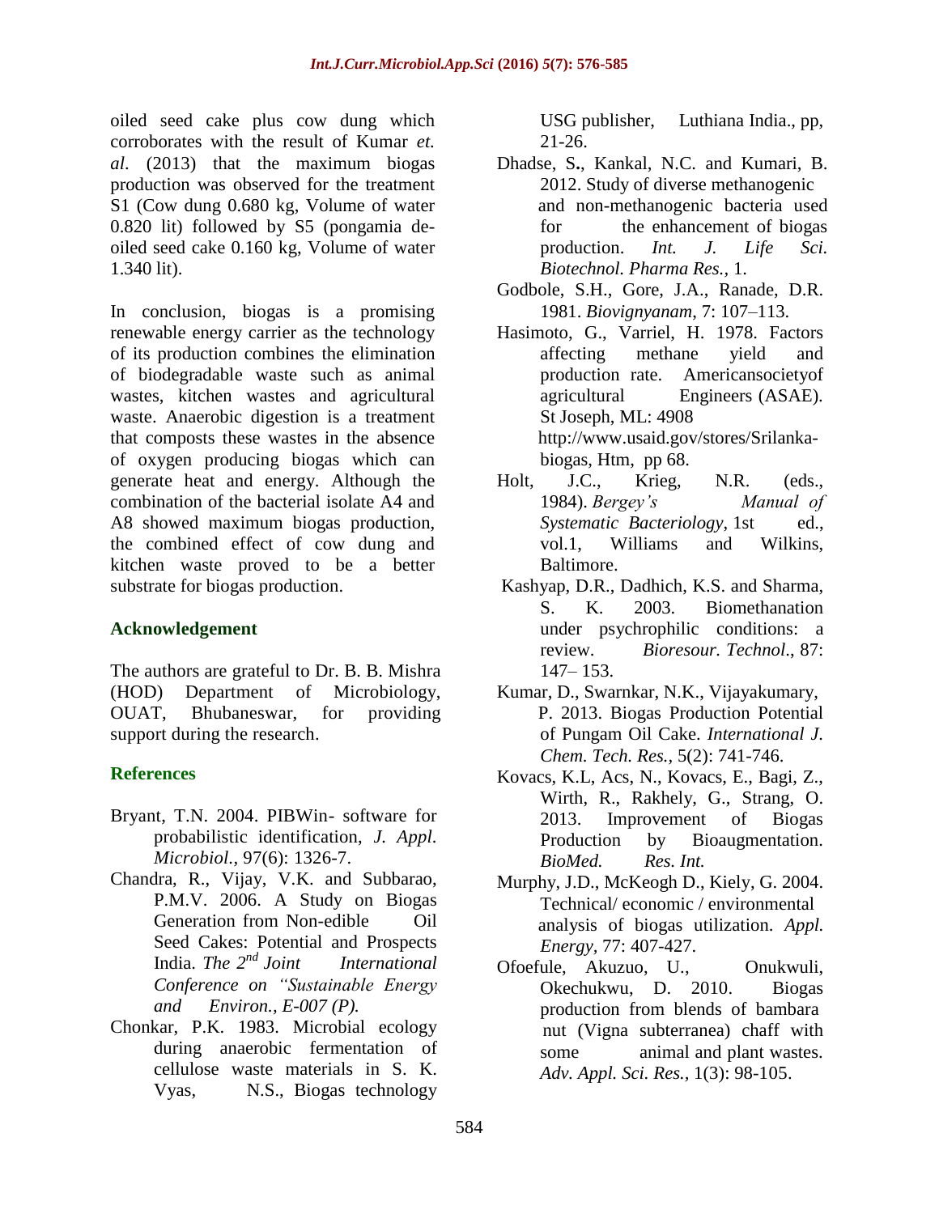oiled seed cake plus cow dung which corroborates with the result of Kumar *et. al.* (2013) that the maximum biogas production was observed for the treatment S1 (Cow dung 0.680 kg, Volume of water 0.820 lit) followed by S5 (pongamia de-oiled seed cake 0.160 kg, Volume of water 1.340 lit).

In conclusion, biogas is a promising renewable energy carrier as the technology of its production combines the elimination of biodegradable waste such as animal wastes, kitchen wastes and agricultural waste. Anaerobic digestion is a treatment that composts these wastes in the absence of oxygen producing biogas which can generate heat and energy. Although the combination of the bacterial isolate A4 and A8 showed maximum biogas production, the combined effect of cow dung and kitchen waste proved to be a better substrate for biogas production.

## Acknowledgement

The authors are grateful to Dr. B. B. Mishra (HOD) Department of Microbiology, OUAT, Bhubaneswar, for providing support during the research.

## References

Bryant, T.N. 2004. PIBWin- software for probabilistic identification, *J. Appl. Microbiol.,* 97(6): 1326-7.

Chandra, R., Vijay, V.K. and Subbarao, P.M.V. 2006. A Study on Biogas Generation from Non-edible Oil Seed Cakes: Potential and Prospects India. *The 2nd Joint International Conference on "Sustainable Energy and Environ., E-007 (P).*

Chonkar, P.K. 1983. Microbial ecology during anaerobic fermentation of cellulose waste materials in S. K. Vyas, N.S., Biogas technology USG publisher, Luthiana India., pp, 21-26.

Dhadse, S., Kankal, N.C. and Kumari, B. 2012. Study of diverse methanogenic and non-methanogenic bacteria used for the enhancement of biogas production. *Int. J. Life Sci. Biotechnol. Pharma Res.,* 1.

Godbole, S.H., Gore, J.A., Ranade, D.R. 1981. *Biovignyanam*, 7: 107–113.

Hasimoto, G., Varriel, H. 1978. Factors affecting methane yield and production rate. Americansocietyof agricultural Engineers (ASAE). St Joseph, ML: 4908 http://www.usaid.gov/stores/Srilanka-biogas, Htm, pp 68.

Holt, J.C., Krieg, N.R. (eds., 1984). *Bergey's Manual of Systematic Bacteriology*, 1st ed., vol.1, Williams and Wilkins, Baltimore.

Kashyap, D.R., Dadhich, K.S. and Sharma, S. K. 2003. Biomethanation under psychrophilic conditions: a review. *Bioresour. Technol*., 87: 147– 153.

Kumar, D., Swarnkar, N.K., Vijayakumary, P. 2013. Biogas Production Potential of Pungam Oil Cake. *International J. Chem. Tech. Res.,* 5(2): 741-746.

Kovacs, K.L, Acs, N., Kovacs, E., Bagi, Z., Wirth, R., Rakhely, G., Strang, O. 2013. Improvement of Biogas Production by Bioaugmentation. *BioMed. Res. Int.*

Murphy, J.D., McKeogh D., Kiely, G. 2004. Technical/ economic / environmental analysis of biogas utilization. *Appl. Energy*, 77: 407-427.

Ofoefule, Akuzuo, U., Onukwuli, Okechukwu, D. 2010. Biogas production from blends of bambara nut (Vigna subterranea) chaff with some animal and plant wastes. *Adv. Appl. Sci. Res.,* 1(3): 98-105.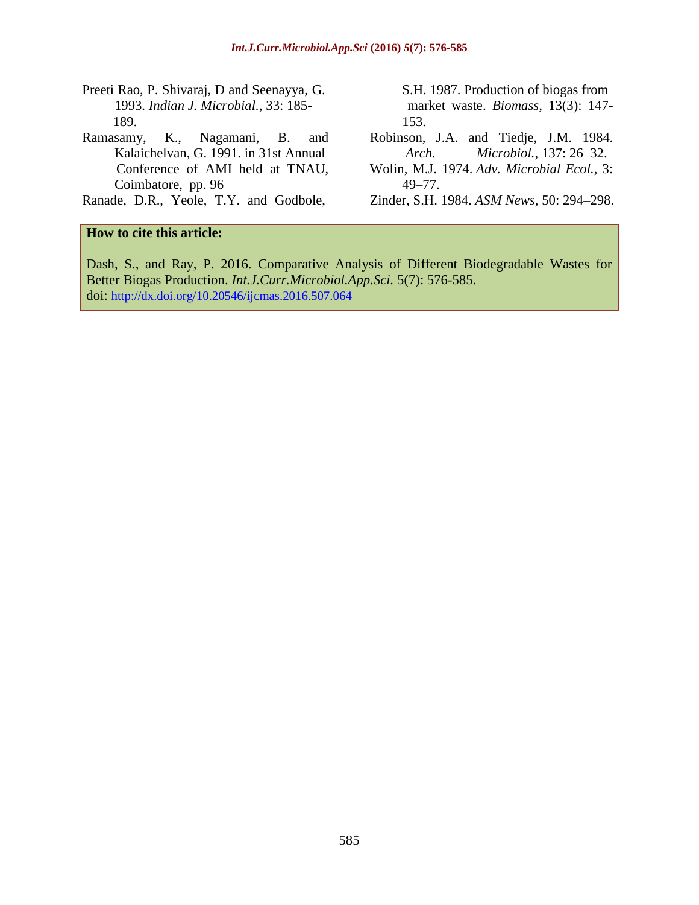Preeti Rao, P. Shivaraj, D and Seenayya, G. 1993. *Indian J. Microbial.*, 33: 185-189.

Ramasamy, K., Nagamani, B. and Kalaichelvan, G. 1991. in 31st Annual Conference of AMI held at TNAU, Coimbatore, pp. 96

Ranade, D.R., Yeole, T.Y. and Godbole, S.H. 1987. Production of biogas from market waste. *Biomass*, 13(3): 147-153.

Robinson, J.A. and Tiedje, J.M. 1984. *Arch. Microbiol.*, 137: 26–32.

Wolin, M.J. 1974. *Adv. Microbial Ecol.*, 3: 49–77.

Zinder, S.H. 1984. *ASM News*, 50: 294–298.

**How to cite this article:**

Dash, S., and Ray, P. 2016. Comparative Analysis of Different Biodegradable Wastes for Better Biogas Production. *Int.J.Curr.Microbiol.App.Sci.* 5(7): 576-585.
doi: http://dx.doi.org/10.20546/ijcmas.2016.507.064